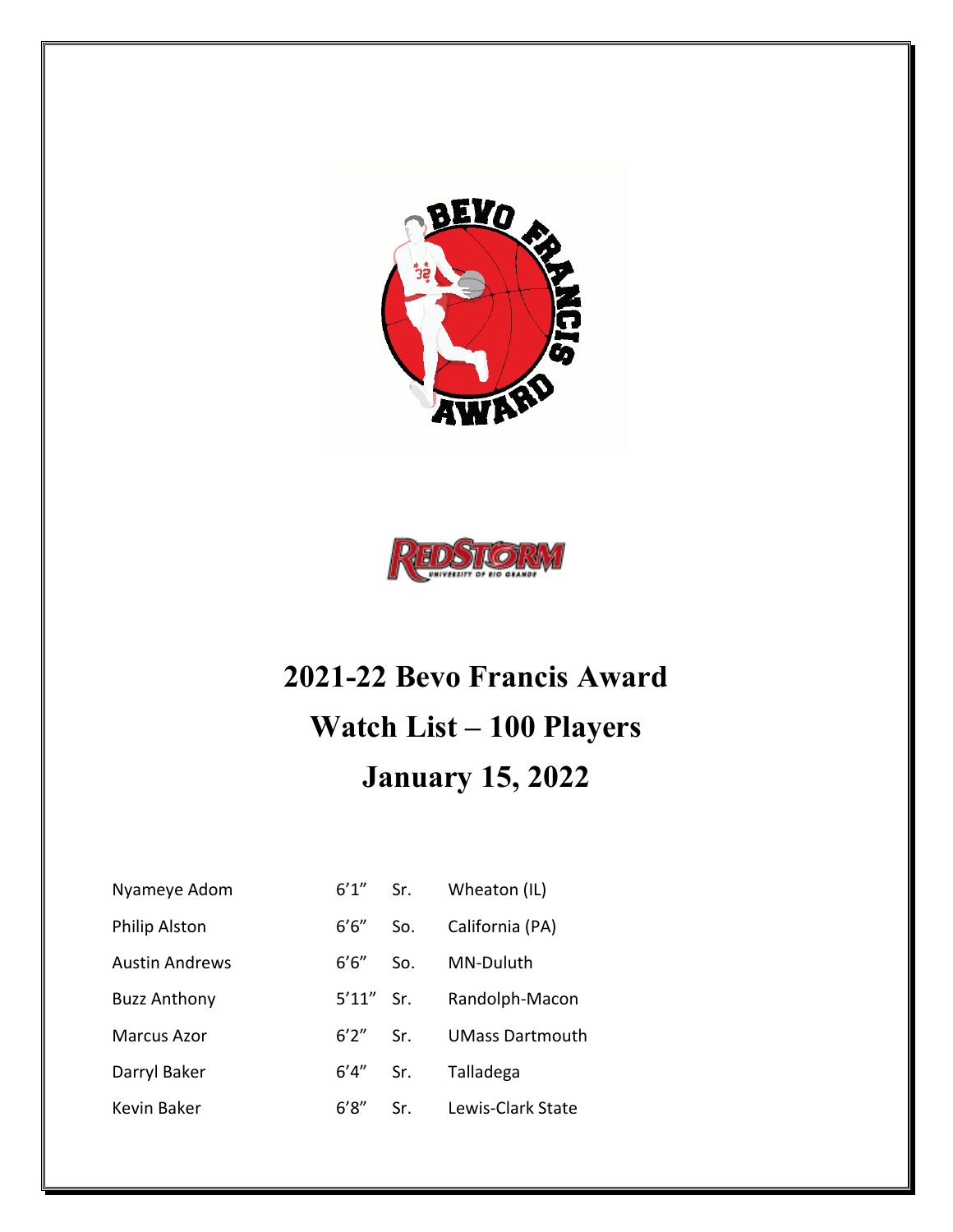# 2021-22 Bevo Francis Award

# Watch List – 100 Players

# January 15, 2022

| | | | |
|---|---|---|---|
| Nyameye Adom | 6'1" | Sr. | Wheaton (IL) |
| Philip Alston | 6'6" | So. | California (PA) |
| Austin Andrews | 6'6" | So. | MN-Duluth |
| Buzz Anthony | 5'11" | Sr. | Randolph-Macon |
| Marcus Azor | 6'2" | Sr. | UMass Dartmouth |
| Darryl Baker | 6'4" | Sr. | Talladega |
| Kevin Baker | 6'8" | Sr. | Lewis-Clark State |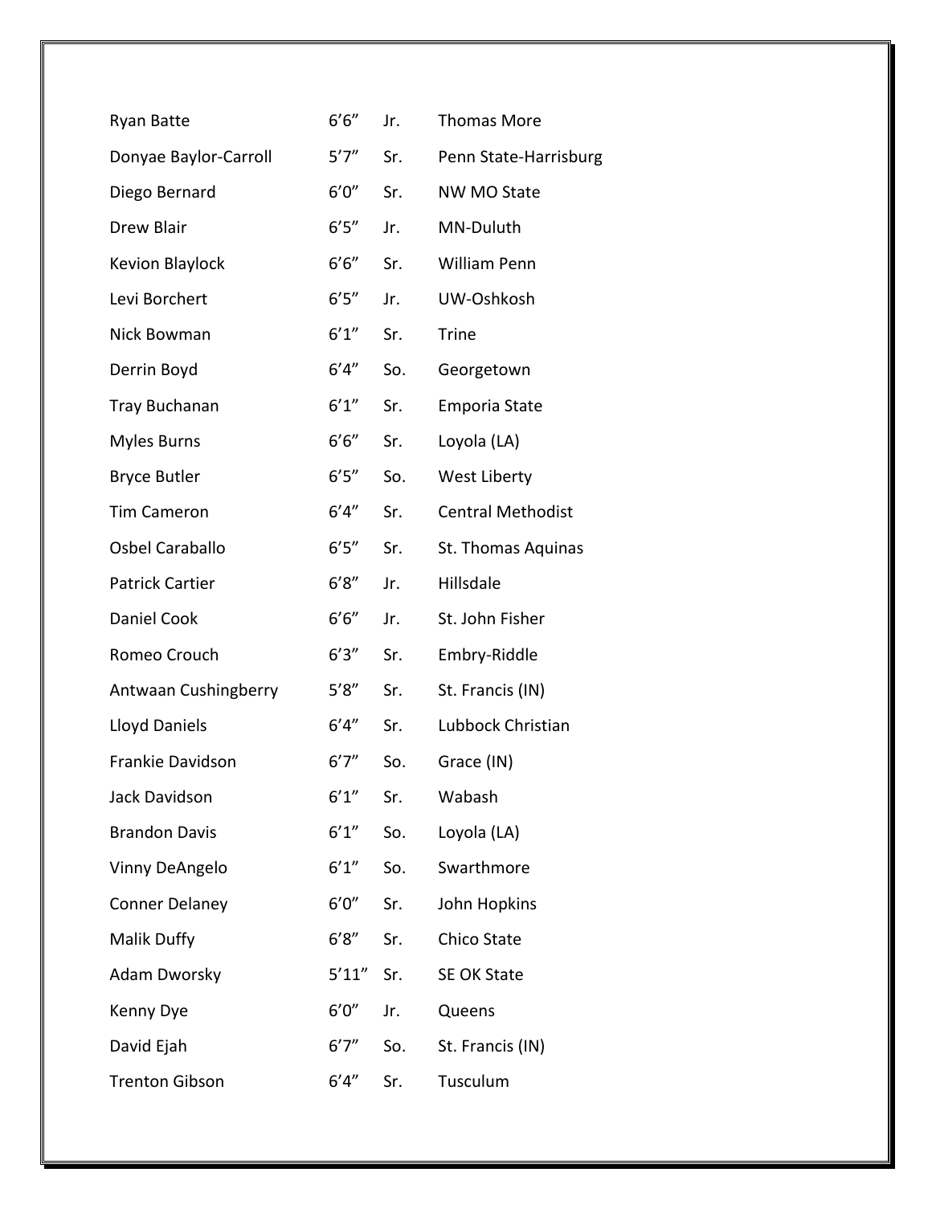| | | | |
|---|---|---|---|
| Ryan Batte | 6’6” | Jr. | Thomas More |
| Donyae Baylor-Carroll | 5’7” | Sr. | Penn State-Harrisburg |
| Diego Bernard | 6’0” | Sr. | NW MO State |
| Drew Blair | 6’5” | Jr. | MN-Duluth |
| Kevion Blaylock | 6’6” | Sr. | William Penn |
| Levi Borchert | 6’5” | Jr. | UW-Oshkosh |
| Nick Bowman | 6’1” | Sr. | Trine |
| Derrin Boyd | 6’4” | So. | Georgetown |
| Tray Buchanan | 6’1” | Sr. | Emporia State |
| Myles Burns | 6’6” | Sr. | Loyola (LA) |
| Bryce Butler | 6’5” | So. | West Liberty |
| Tim Cameron | 6’4” | Sr. | Central Methodist |
| Osbel Caraballo | 6’5” | Sr. | St. Thomas Aquinas |
| Patrick Cartier | 6’8” | Jr. | Hillsdale |
| Daniel Cook | 6’6” | Jr. | St. John Fisher |
| Romeo Crouch | 6’3” | Sr. | Embry-Riddle |
| Antwaan Cushingberry | 5’8” | Sr. | St. Francis (IN) |
| Lloyd Daniels | 6’4” | Sr. | Lubbock Christian |
| Frankie Davidson | 6’7” | So. | Grace (IN) |
| Jack Davidson | 6’1” | Sr. | Wabash |
| Brandon Davis | 6’1” | So. | Loyola (LA) |
| Vinny DeAngelo | 6’1” | So. | Swarthmore |
| Conner Delaney | 6’0” | Sr. | John Hopkins |
| Malik Duffy | 6’8” | Sr. | Chico State |
| Adam Dworsky | 5’11” | Sr. | SE OK State |
| Kenny Dye | 6’0” | Jr. | Queens |
| David Ejah | 6’7” | So. | St. Francis (IN) |
| Trenton Gibson | 6’4” | Sr. | Tusculum |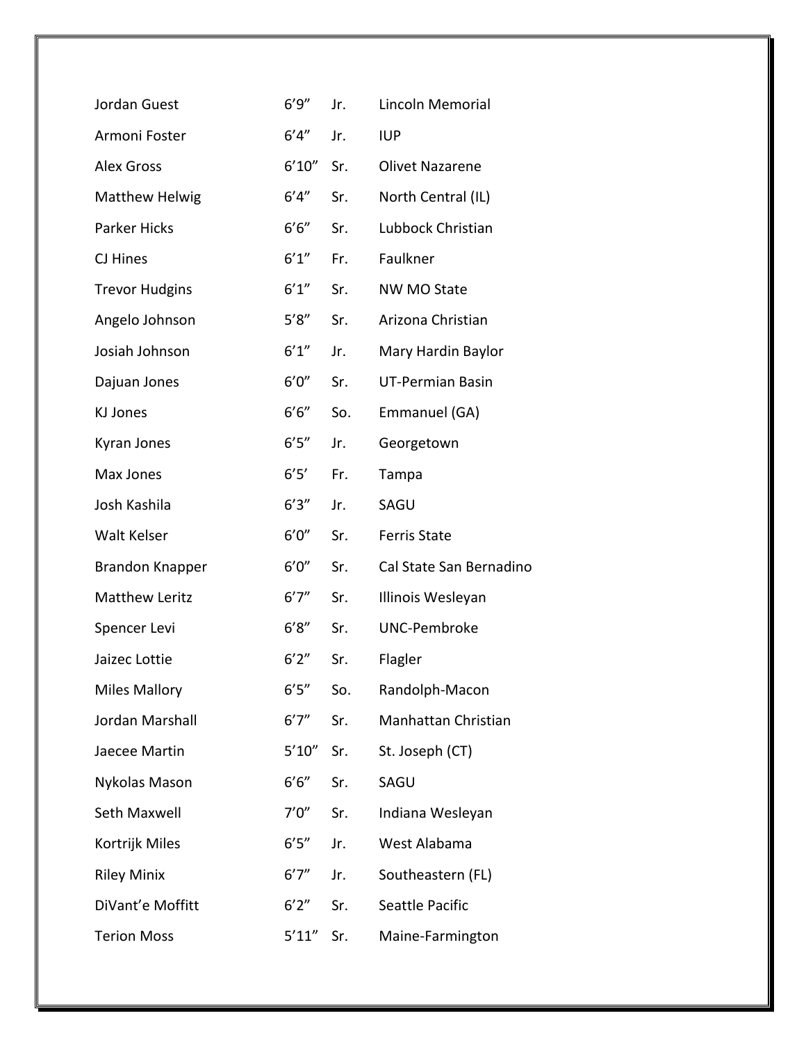| | | | |
|---|---|---|---|
| Jordan Guest | 6’9” | Jr. | Lincoln Memorial |
| Armoni Foster | 6’4” | Jr. | IUP |
| Alex Gross | 6’10” | Sr. | Olivet Nazarene |
| Matthew Helwig | 6’4” | Sr. | North Central (IL) |
| Parker Hicks | 6’6” | Sr. | Lubbock Christian |
| CJ Hines | 6’1” | Fr. | Faulkner |
| Trevor Hudgins | 6’1” | Sr. | NW MO State |
| Angelo Johnson | 5’8” | Sr. | Arizona Christian |
| Josiah Johnson | 6’1” | Jr. | Mary Hardin Baylor |
| Dajuan Jones | 6’0” | Sr. | UT-Permian Basin |
| KJ Jones | 6’6” | So. | Emmanuel (GA) |
| Kyran Jones | 6’5” | Jr. | Georgetown |
| Max Jones | 6’5’ | Fr. | Tampa |
| Josh Kashila | 6’3” | Jr. | SAGU |
| Walt Kelser | 6’0” | Sr. | Ferris State |
| Brandon Knapper | 6’0” | Sr. | Cal State San Bernadino |
| Matthew Leritz | 6’7” | Sr. | Illinois Wesleyan |
| Spencer Levi | 6’8” | Sr. | UNC-Pembroke |
| Jaizec Lottie | 6’2” | Sr. | Flagler |
| Miles Mallory | 6’5” | So. | Randolph-Macon |
| Jordan Marshall | 6’7” | Sr. | Manhattan Christian |
| Jaecee Martin | 5’10” | Sr. | St. Joseph (CT) |
| Nykolas Mason | 6’6” | Sr. | SAGU |
| Seth Maxwell | 7’0” | Sr. | Indiana Wesleyan |
| Kortrijk Miles | 6’5” | Jr. | West Alabama |
| Riley Minix | 6’7” | Jr. | Southeastern (FL) |
| DiVant’e Moffitt | 6’2” | Sr. | Seattle Pacific |
| Terion Moss | 5’11” | Sr. | Maine-Farmington |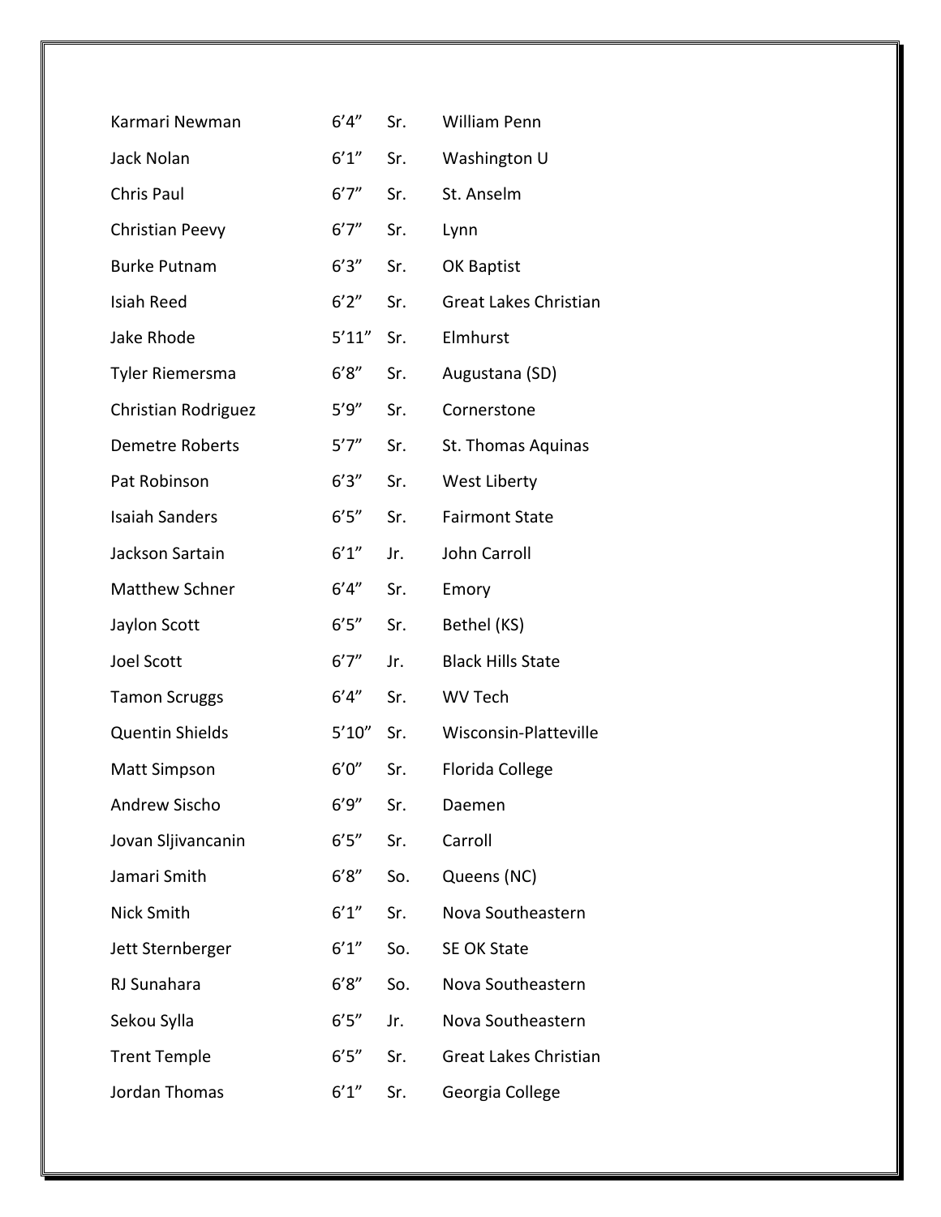| | | | |
|---|---|---|---|
| Karmari Newman | 6’4” | Sr. | William Penn |
| Jack Nolan | 6’1” | Sr. | Washington U |
| Chris Paul | 6’7” | Sr. | St. Anselm |
| Christian Peevy | 6’7” | Sr. | Lynn |
| Burke Putnam | 6’3” | Sr. | OK Baptist |
| Isiah Reed | 6’2” | Sr. | Great Lakes Christian |
| Jake Rhode | 5’11” | Sr. | Elmhurst |
| Tyler Riemersma | 6’8” | Sr. | Augustana (SD) |
| Christian Rodriguez | 5’9” | Sr. | Cornerstone |
| Demetre Roberts | 5’7” | Sr. | St. Thomas Aquinas |
| Pat Robinson | 6’3” | Sr. | West Liberty |
| Isaiah Sanders | 6’5” | Sr. | Fairmont State |
| Jackson Sartain | 6’1” | Jr. | John Carroll |
| Matthew Schner | 6’4” | Sr. | Emory |
| Jaylon Scott | 6’5” | Sr. | Bethel (KS) |
| Joel Scott | 6’7” | Jr. | Black Hills State |
| Tamon Scruggs | 6’4” | Sr. | WV Tech |
| Quentin Shields | 5’10” | Sr. | Wisconsin-Platteville |
| Matt Simpson | 6’0” | Sr. | Florida College |
| Andrew Sischo | 6’9” | Sr. | Daemen |
| Jovan Sljivancanin | 6’5” | Sr. | Carroll |
| Jamari Smith | 6’8” | So. | Queens (NC) |
| Nick Smith | 6’1” | Sr. | Nova Southeastern |
| Jett Sternberger | 6’1” | So. | SE OK State |
| RJ Sunahara | 6’8” | So. | Nova Southeastern |
| Sekou Sylla | 6’5” | Jr. | Nova Southeastern |
| Trent Temple | 6’5” | Sr. | Great Lakes Christian |
| Jordan Thomas | 6’1” | Sr. | Georgia College |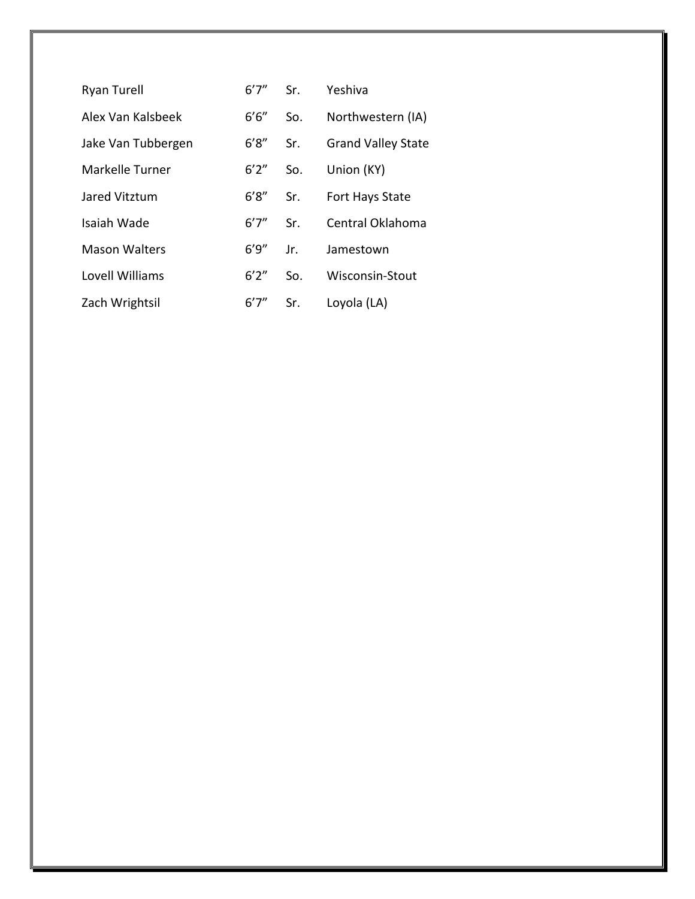| | | | |
|---|---|---|---|
| Ryan Turell | 6’7” | Sr. | Yeshiva |
| Alex Van Kalsbeek | 6’6” | So. | Northwestern (IA) |
| Jake Van Tubbergen | 6’8” | Sr. | Grand Valley State |
| Markelle Turner | 6’2” | So. | Union (KY) |
| Jared Vitztum | 6’8” | Sr. | Fort Hays State |
| Isaiah Wade | 6’7” | Sr. | Central Oklahoma |
| Mason Walters | 6’9” | Jr. | Jamestown |
| Lovell Williams | 6’2” | So. | Wisconsin-Stout |
| Zach Wrightsil | 6’7” | Sr. | Loyola (LA) |